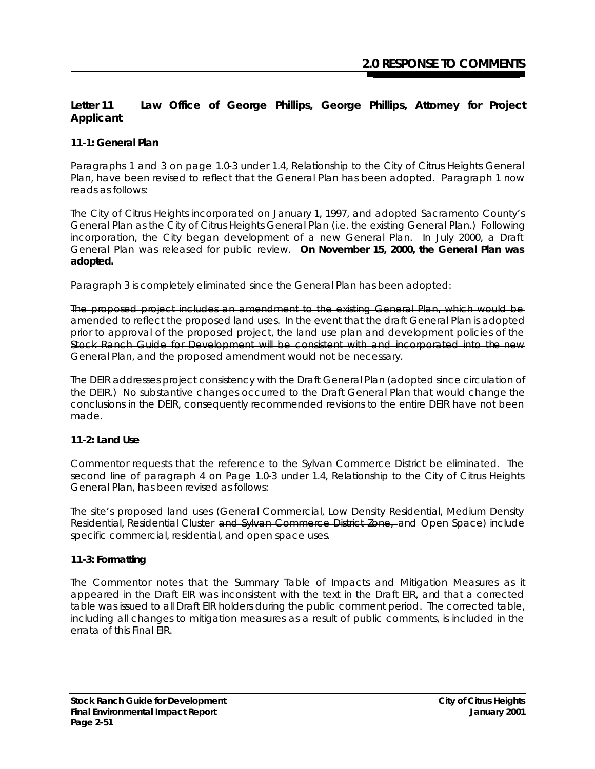**Letter 11 Law Office of George Phillips, George Phillips, Attorney for Project Applicant**

**11-1: General Plan**

Paragraphs 1 and 3 on page 1.0-3 under 1.4, Relationship to the City of Citrus Heights General Plan, have been revised to reflect that the General Plan has been adopted. Paragraph 1 now reads as follows:

The City of Citrus Heights incorporated on January 1, 1997, and adopted Sacramento County's General Plan as the City of Citrus Heights General Plan (i.e. the existing General Plan.) Following incorporation, the City began development of a new General Plan. In July 2000, a Draft General Plan was released for public review. **On November 15, 2000, the General Plan was adopted.**

Paragraph 3 is completely eliminated since the General Plan has been adopted:

~~The proposed project includes an amendment to the existing General Plan, which would be amended to reflect the proposed land uses. In the event that the draft General Plan is adopted prior to approval of the proposed project, the land use plan and development policies of the Stock Ranch Guide for Development will be consistent with and incorporated into the new General Plan, and the proposed amendment would not be necessary.~~

The DEIR addresses project consistency with the Draft General Plan (adopted since circulation of the DEIR.) No substantive changes occurred to the Draft General Plan that would change the conclusions in the DEIR, consequently recommended revisions to the entire DEIR have not been made.

**11-2: Land Use**

Commentor requests that the reference to the Sylvan Commerce District be eliminated. The second line of paragraph 4 on Page 1.0-3 under 1.4, Relationship to the City of Citrus Heights General Plan, has been revised as follows:

The site's proposed land uses (General Commercial, Low Density Residential, Medium Density Residential, Residential Cluster ~~and Sylvan Commerce District Zone,~~ and Open Space) include specific commercial, residential, and open space uses.

**11-3: Formatting**

The Commentor notes that the Summary Table of Impacts and Mitigation Measures as it appeared in the Draft EIR was inconsistent with the text in the Draft EIR, and that a corrected table was issued to all Draft EIR holders during the public comment period. The corrected table, including all changes to mitigation measures as a result of public comments, is included in the errata of this Final EIR.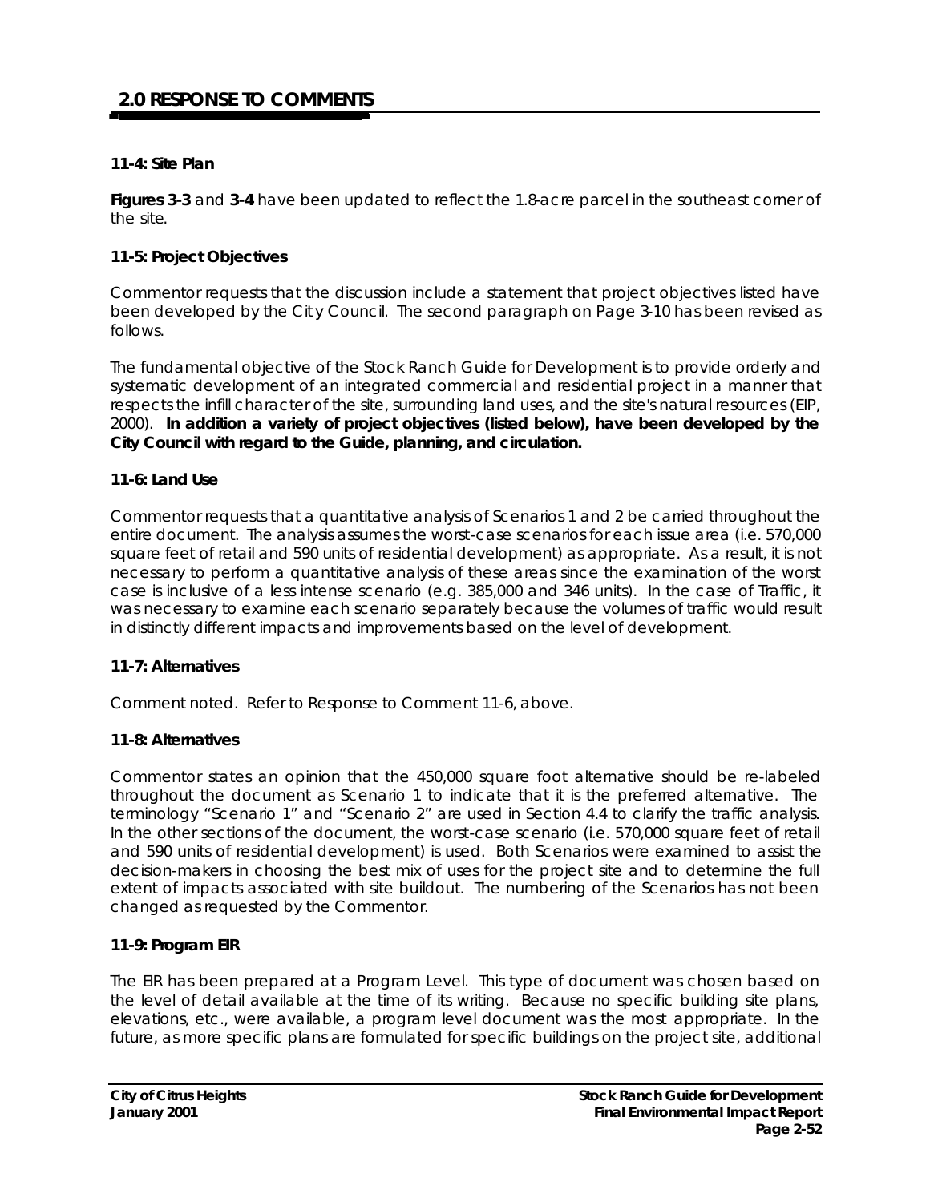### 11-4: Site Plan

**Figures 3-3** and **3-4** have been updated to reflect the 1.8-acre parcel in the southeast corner of the site.

### 11-5: Project Objectives

Commentor requests that the discussion include a statement that project objectives listed have been developed by the City Council. The second paragraph on Page 3-10 has been revised as follows.

The fundamental objective of the Stock Ranch Guide for Development is to provide orderly and systematic development of an integrated commercial and residential project in a manner that respects the infill character of the site, surrounding land uses, and the site's natural resources (EIP, 2000). **In addition a variety of project objectives (listed below), have been developed by the City Council with regard to the Guide, planning, and circulation.**

### 11-6: Land Use

Commentor requests that a quantitative analysis of Scenarios 1 and 2 be carried throughout the entire document. The analysis assumes the worst-case scenarios for each issue area (i.e. 570,000 square feet of retail and 590 units of residential development) as appropriate. As a result, it is not necessary to perform a quantitative analysis of these areas since the examination of the worst case is inclusive of a less intense scenario (e.g. 385,000 and 346 units). In the case of Traffic, it was necessary to examine each scenario separately because the volumes of traffic would result in distinctly different impacts and improvements based on the level of development.

### 11-7: Alternatives

Comment noted. Refer to Response to Comment 11-6, above.

### 11-8: Alternatives

Commentor states an opinion that the 450,000 square foot alternative should be re-labeled throughout the document as Scenario 1 to indicate that it is the preferred alternative. The terminology "Scenario 1" and "Scenario 2" are used in Section 4.4 to clarify the traffic analysis. In the other sections of the document, the worst-case scenario (i.e. 570,000 square feet of retail and 590 units of residential development) is used. Both Scenarios were examined to assist the decision-makers in choosing the best mix of uses for the project site and to determine the full extent of impacts associated with site buildout. The numbering of the Scenarios has not been changed as requested by the Commentor.

### 11-9: Program EIR

The EIR has been prepared at a Program Level. This type of document was chosen based on the level of detail available at the time of its writing. Because no specific building site plans, elevations, etc., were available, a program level document was the most appropriate. In the future, as more specific plans are formulated for specific buildings on the project site, additional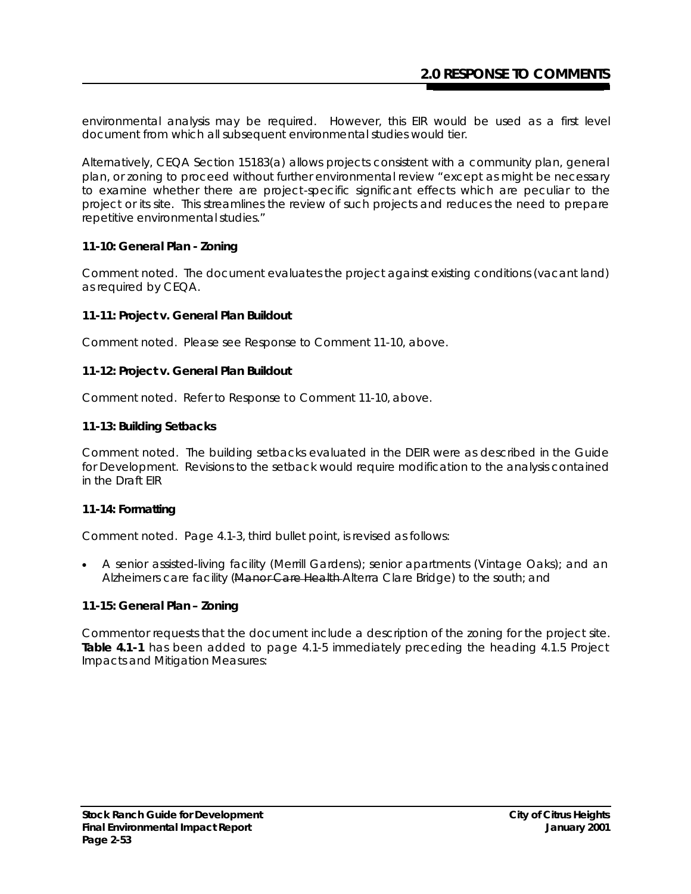environmental analysis may be required. However, this EIR would be used as a first level document from which all subsequent environmental studies would tier.

Alternatively, CEQA Section 15183(a) allows projects consistent with a community plan, general plan, or zoning to proceed without further environmental review "except as might be necessary to examine whether there are project-specific significant effects which are peculiar to the project or its site. This streamlines the review of such projects and reduces the need to prepare repetitive environmental studies."

**11-10: General Plan - Zoning**

Comment noted. The document evaluates the project against existing conditions (vacant land) as required by CEQA.

**11-11: Project v. General Plan Buildout**

Comment noted. Please see Response to Comment 11-10, above.

**11-12: Project v. General Plan Buildout**

Comment noted. Refer to Response to Comment 11-10, above.

**11-13: Building Setbacks**

Comment noted. The building setbacks evaluated in the DEIR were as described in the Guide for Development. Revisions to the setback would require modification to the analysis contained in the Draft EIR

**11-14: Formatting**

Comment noted. Page 4.1-3, third bullet point, is revised as follows:

- A senior assisted-living facility (Merrill Gardens); senior apartments (Vintage Oaks); and an Alzheimers care facility (~~Manor Care Health~~ Alterra Clare Bridge) to the south; and

**11-15: General Plan – Zoning**

Commentor requests that the document include a description of the zoning for the project site. **Table 4.1-1** has been added to page 4.1-5 immediately preceding the heading 4.1.5 Project Impacts and Mitigation Measures: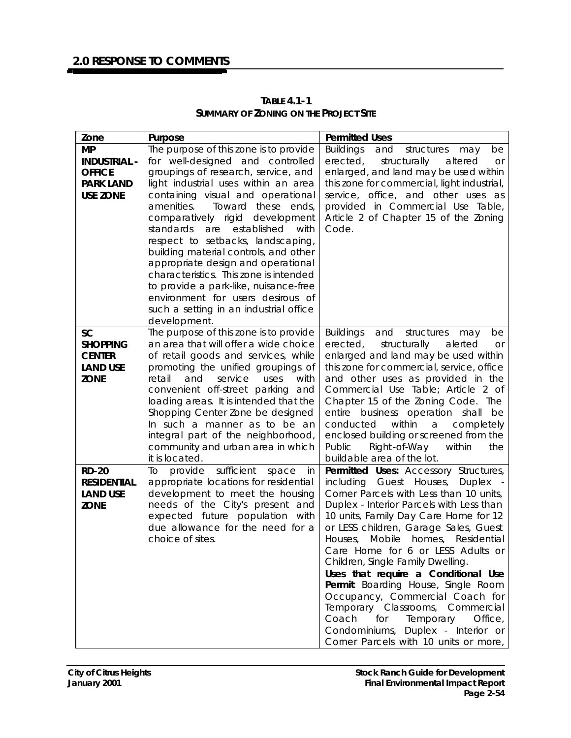**TABLE 4.1-1**
**SUMMARY OF ZONING ON THE PROJECT SITE**

| Zone | Purpose | Permitted Uses |
|---|---|---|
| **MP INDUSTRIAL - OFFICE PARK LAND USE ZONE** | The purpose of this zone is to provide for well-designed and controlled groupings of research, service, and light industrial uses within an area containing visual and operational amenities. Toward these ends, comparatively rigid development standards are established with respect to setbacks, landscaping, building material controls, and other appropriate design and operational characteristics. This zone is intended to provide a park-like, nuisance-free environment for users desirous of such a setting in an industrial office development. | Buildings and structures may be erected, structurally altered or enlarged, and land may be used within this zone for commercial, light industrial, service, office, and other uses as provided in Commercial Use Table, Article 2 of Chapter 15 of the Zoning Code. |
| **SC SHOPPING CENTER LAND USE ZONE** | The purpose of this zone is to provide an area that will offer a wide choice of retail goods and services, while promoting the unified groupings of retail and service uses with convenient off-street parking and loading areas. It is intended that the Shopping Center Zone be designed In such a manner as to be an integral part of the neighborhood, community and urban area in which it is located. | Buildings and structures may be erected, structurally alerted or enlarged and land may be used within this zone for commercial, service, office and other uses as provided in the Commercial Use Table; Article 2 of Chapter 15 of the Zoning Code. The entire business operation shall be conducted within a completely enclosed building or screened from the Public Right-of-Way within the buildable area of the lot. |
| **RD-20 RESIDENTIAL LAND USE ZONE** | To provide sufficient space in appropriate locations for residential development to meet the housing needs of the City's present and expected future population with due allowance for the need for a choice of sites. | **Permitted Uses:** Accessory Structures, including Guest Houses, Duplex - Corner Parcels with Less than 10 units, Duplex - Interior Parcels with Less than 10 units, Family Day Care Home for 12 or LESS children, Garage Sales, Guest Houses, Mobile homes, Residential Care Home for 6 or LESS Adults or Children, Single Family Dwelling. **Uses that require a Conditional Use Permit**: Boarding House, Single Room Occupancy, Commercial Coach for Temporary Classrooms, Commercial Coach for Temporary Office, Condominiums, Duplex - Interior or Corner Parcels with 10 units or more, |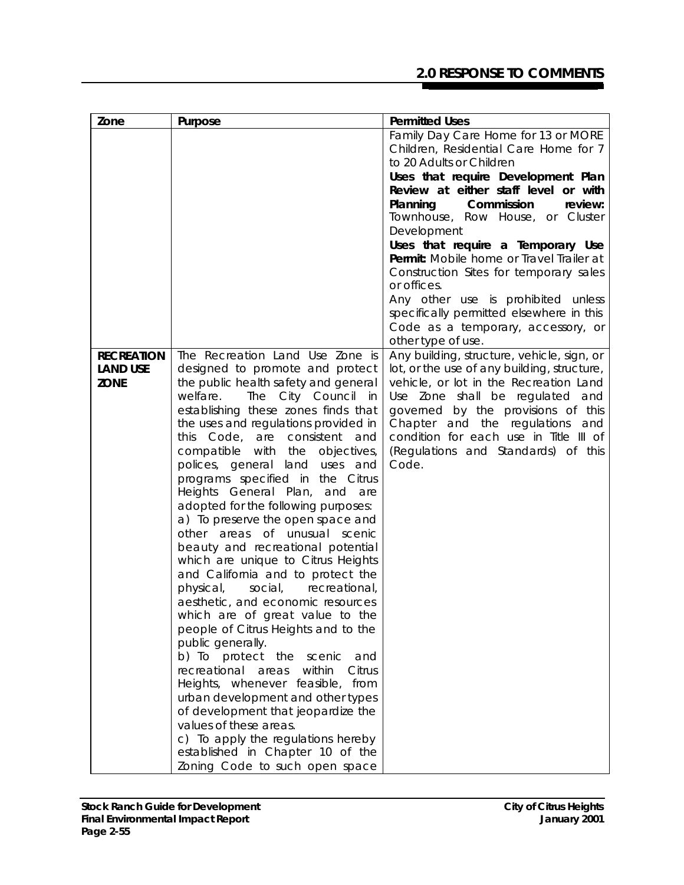| Zone | Purpose | Permitted Uses |
|---|---|---|
| | | Family Day Care Home for 13 or MORE Children, Residential Care Home for 7 to 20 Adults or Children<br>**Uses that require Development Plan Review at either staff level or with Planning Commission review:** Townhouse, Row House, or Cluster Development<br>**Uses that require a Temporary Use Permit:** Mobile home or Travel Trailer at Construction Sites for temporary sales or offices.<br>Any other use is prohibited unless specifically permitted elsewhere in this Code as a temporary, accessory, or other type of use. |
| **RECREATION LAND USE ZONE** | The Recreation Land Use Zone is designed to promote and protect the public health safety and general welfare. The City Council in establishing these zones finds that the uses and regulations provided in this Code, are consistent and compatible with the objectives, polices, general land uses and programs specified in the Citrus Heights General Plan, and are adopted for the following purposes:<br>a) To preserve the open space and other areas of unusual scenic beauty and recreational potential which are unique to Citrus Heights and California and to protect the physical, social, recreational, aesthetic, and economic resources which are of great value to the people of Citrus Heights and to the public generally.<br>b) To protect the scenic and recreational areas within Citrus Heights, whenever feasible, from urban development and other types of development that jeopardize the values of these areas.<br>c) To apply the regulations hereby established in Chapter 10 of the Zoning Code to such open space | Any building, structure, vehicle, sign, or lot, or the use of any building, structure, vehicle, or lot in the Recreation Land Use Zone shall be regulated and governed by the provisions of this Chapter and the regulations and condition for each use in Title III of (Regulations and Standards) of this Code. |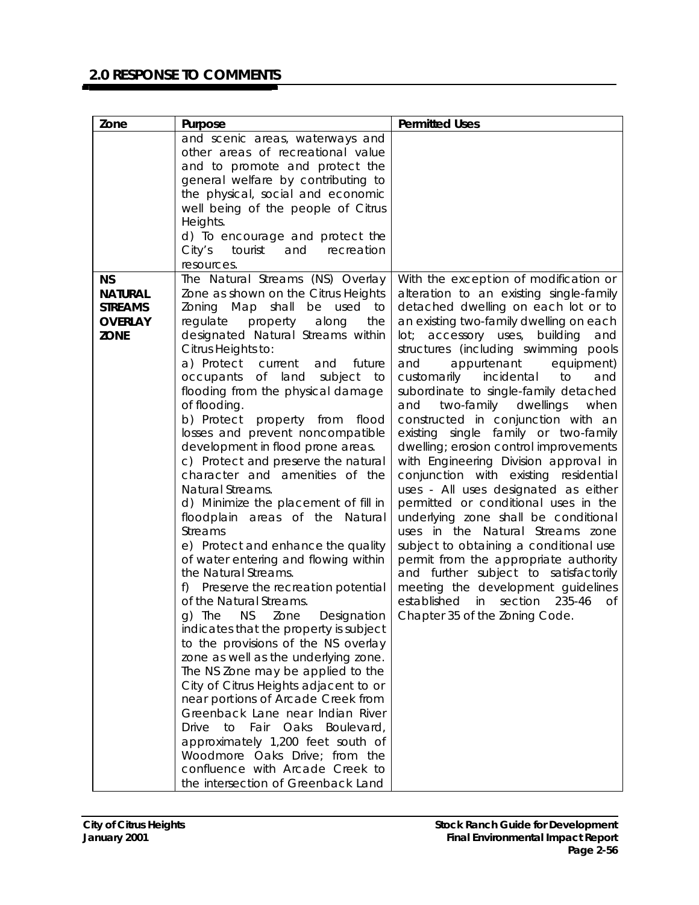## 2.0 RESPONSE TO COMMENTS

| Zone | Purpose | Permitted Uses |
|---|---|---|
| | and scenic areas, waterways and other areas of recreational value and to promote and protect the general welfare by contributing to the physical, social and economic well being of the people of Citrus Heights.<br>d) To encourage and protect the City's tourist and recreation resources. | |
| **NS NATURAL STREAMS OVERLAY ZONE** | The Natural Streams (NS) Overlay Zone as shown on the Citrus Heights Zoning Map shall be used to regulate property along the designated Natural Streams within Citrus Heights to:<br>a) Protect current and future occupants of land subject to flooding from the physical damage of flooding.<br>b) Protect property from flood losses and prevent noncompatible development in flood prone areas.<br>c) Protect and preserve the natural character and amenities of the Natural Streams.<br>d) Minimize the placement of fill in floodplain areas of the Natural Streams<br>e) Protect and enhance the quality of water entering and flowing within the Natural Streams.<br>f) Preserve the recreation potential of the Natural Streams.<br>g) The NS Zone Designation indicates that the property is subject to the provisions of the NS overlay zone as well as the underlying zone. The NS Zone may be applied to the City of Citrus Heights adjacent to or near portions of Arcade Creek from Greenback Lane near Indian River Drive to Fair Oaks Boulevard, approximately 1,200 feet south of Woodmore Oaks Drive; from the confluence with Arcade Creek to the intersection of Greenback Land | With the exception of modification or alteration to an existing single-family detached dwelling on each lot or to an existing two-family dwelling on each lot; accessory uses, building and structures (including swimming pools and appurtenant equipment) customarily incidental to and subordinate to single-family detached and two-family dwellings when constructed in conjunction with an existing single family or two-family dwelling; erosion control improvements with Engineering Division approval in conjunction with existing residential uses - All uses designated as either permitted or conditional uses in the underlying zone shall be conditional uses in the Natural Streams zone subject to obtaining a conditional use permit from the appropriate authority and further subject to satisfactorily meeting the development guidelines established in section 235-46 of Chapter 35 of the Zoning Code. |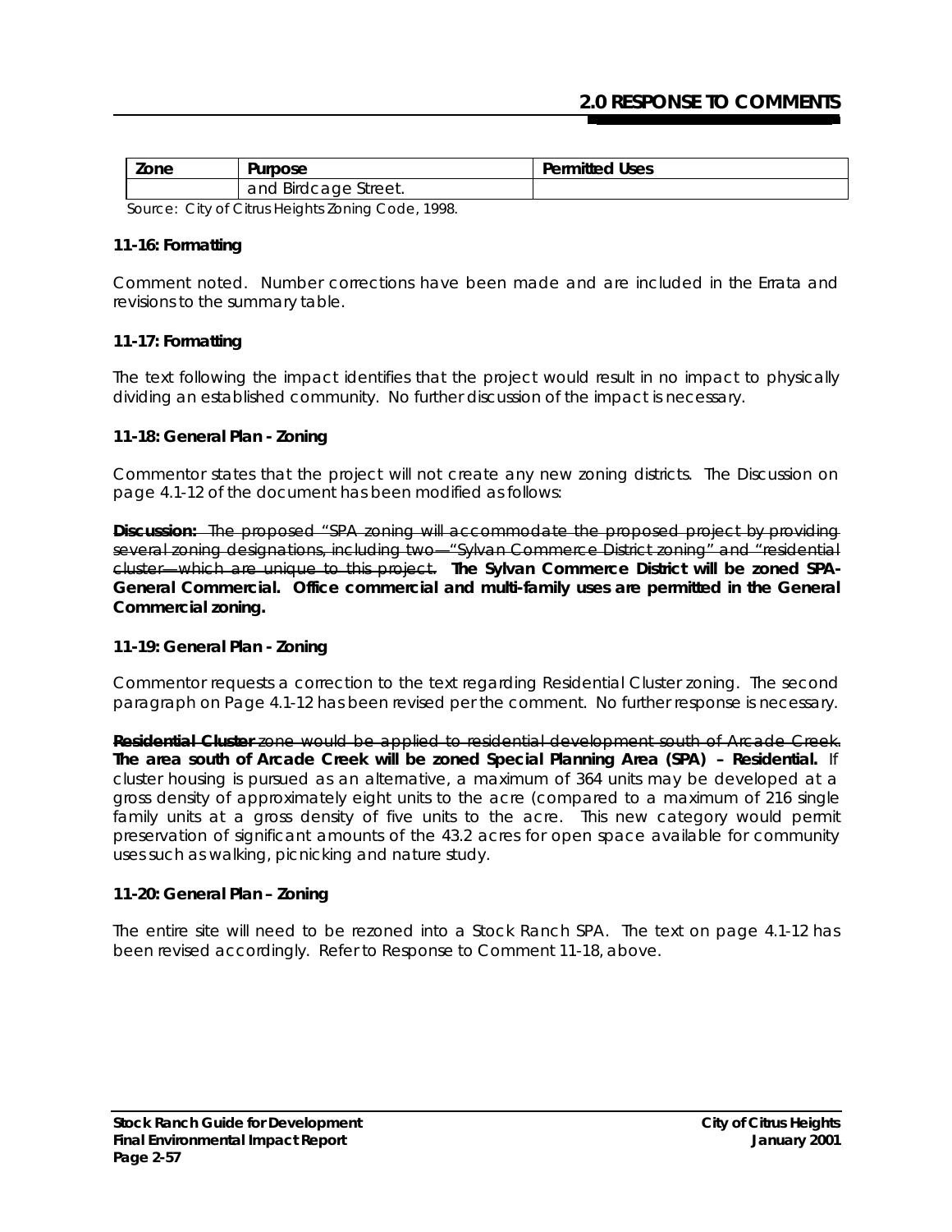| Zone | Purpose | Permitted Uses |
|---|---|---|
| | and Birdcage Street. | |

Source: City of Citrus Heights Zoning Code, 1998.

**11-16: Formatting**

Comment noted. Number corrections have been made and are included in the Errata and revisions to the summary table.

**11-17: Formatting**

The text following the impact identifies that the project would result in no impact to physically dividing an established community. No further discussion of the impact is necessary.

**11-18: General Plan - Zoning**

Commentor states that the project will not create any new zoning districts. The Discussion on page 4.1-12 of the document has been modified as follows:

**Discussion:** ~~The proposed "SPA zoning will accommodate the proposed project by providing several zoning designations, including two—"Sylvan Commerce District zoning" and "residential cluster—which are unique to this project.~~ **The Sylvan Commerce District will be zoned SPA-General Commercial. Office commercial and multi-family uses are permitted in the General Commercial zoning.**

**11-19: General Plan - Zoning**

Commentor requests a correction to the text regarding Residential Cluster zoning. The second paragraph on Page 4.1-12 has been revised per the comment. No further response is necessary.

~~**Residential Cluster** zone would be applied to residential development south of Arcade Creek.~~ **The area south of Arcade Creek will be zoned Special Planning Area (SPA) – Residential.** If cluster housing is pursued as an alternative, a maximum of 364 units may be developed at a gross density of approximately eight units to the acre (compared to a maximum of 216 single family units at a gross density of five units to the acre. This new category would permit preservation of significant amounts of the 43.2 acres for open space available for community uses such as walking, picnicking and nature study.

**11-20: General Plan – Zoning**

The entire site will need to be rezoned into a Stock Ranch SPA. The text on page 4.1-12 has been revised accordingly. Refer to Response to Comment 11-18, above.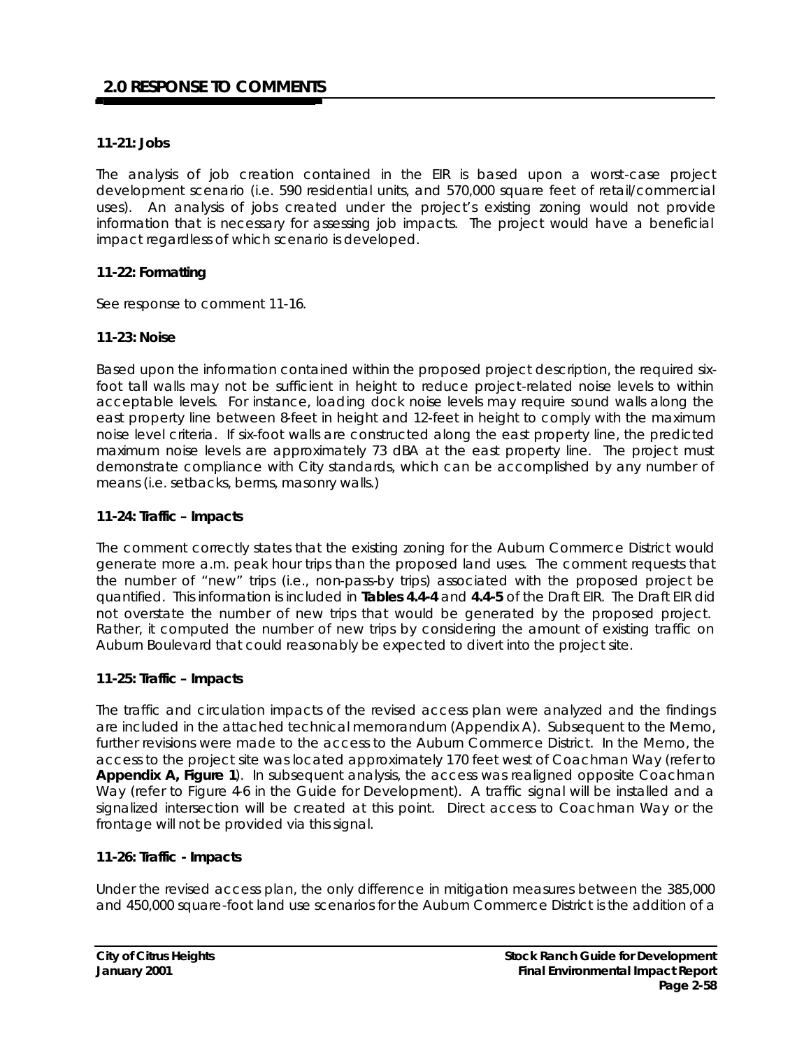### 11-21: Jobs

The analysis of job creation contained in the EIR is based upon a worst-case project development scenario (i.e. 590 residential units, and 570,000 square feet of retail/commercial uses). An analysis of jobs created under the project's existing zoning would not provide information that is necessary for assessing job impacts. The project would have a beneficial impact regardless of which scenario is developed.

### 11-22: Formatting

See response to comment 11-16.

### 11-23: Noise

Based upon the information contained within the proposed project description, the required six-foot tall walls may not be sufficient in height to reduce project-related noise levels to within acceptable levels. For instance, loading dock noise levels may require sound walls along the east property line between 8-feet in height and 12-feet in height to comply with the maximum noise level criteria. If six-foot walls are constructed along the east property line, the predicted maximum noise levels are approximately 73 dBA at the east property line. The project must demonstrate compliance with City standards, which can be accomplished by any number of means (i.e. setbacks, berms, masonry walls.)

### 11-24: Traffic – Impacts

The comment correctly states that the existing zoning for the Auburn Commerce District would generate more a.m. peak hour trips than the proposed land uses. The comment requests that the number of "new" trips (i.e., non-pass-by trips) associated with the proposed project be quantified. This information is included in **Tables 4.4-4** and **4.4-5** of the Draft EIR. The Draft EIR did not overstate the number of new trips that would be generated by the proposed project. Rather, it computed the number of new trips by considering the amount of existing traffic on Auburn Boulevard that could reasonably be expected to divert into the project site.

### 11-25: Traffic – Impacts

The traffic and circulation impacts of the revised access plan were analyzed and the findings are included in the attached technical memorandum (Appendix A). Subsequent to the Memo, further revisions were made to the access to the Auburn Commerce District. In the Memo, the access to the project site was located approximately 170 feet west of Coachman Way (refer to **Appendix A, Figure 1**). In subsequent analysis, the access was realigned opposite Coachman Way (refer to Figure 4-6 in the Guide for Development). A traffic signal will be installed and a signalized intersection will be created at this point. Direct access to Coachman Way or the frontage will not be provided via this signal.

### 11-26: Traffic - Impacts

Under the revised access plan, the only difference in mitigation measures between the 385,000 and 450,000 square-foot land use scenarios for the Auburn Commerce District is the addition of a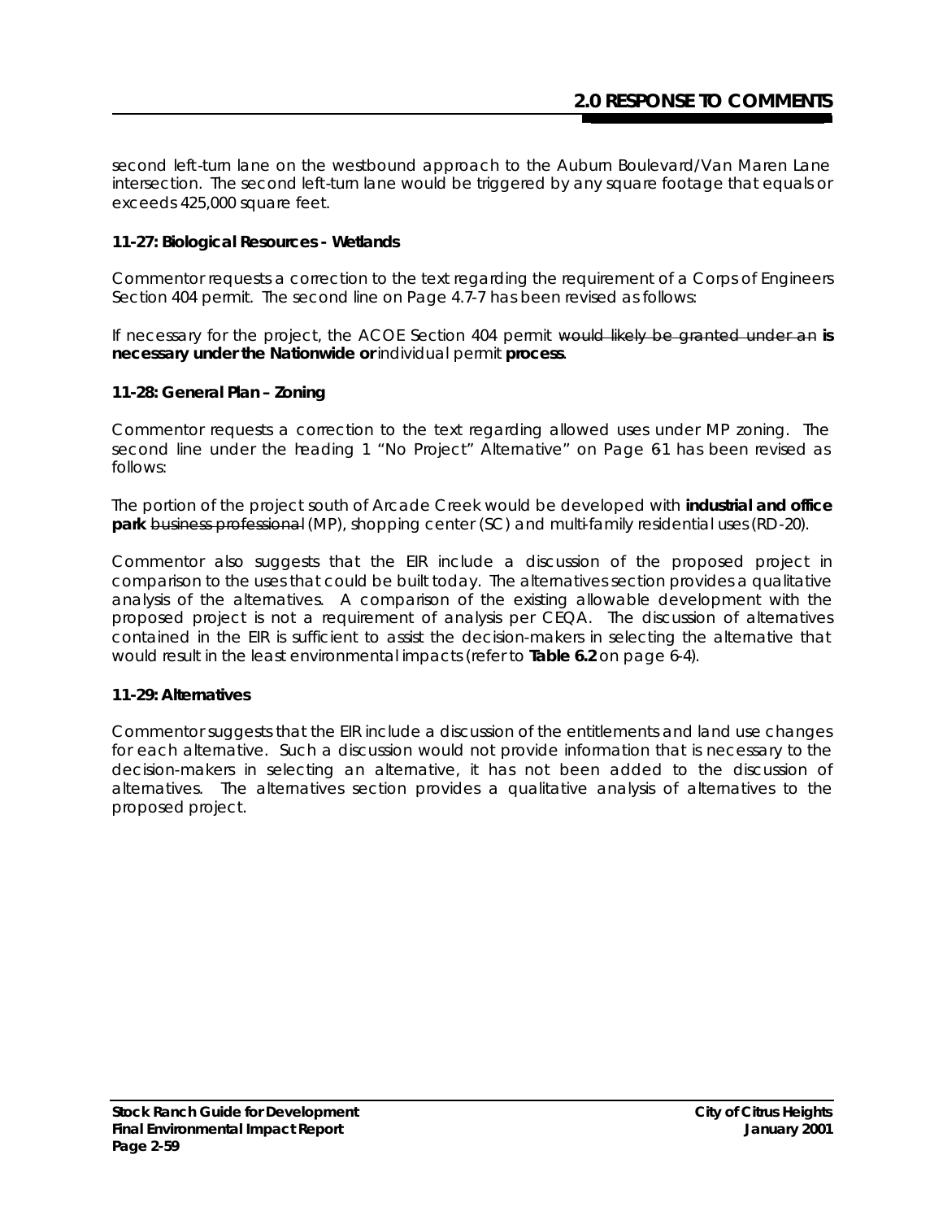second left-turn lane on the westbound approach to the Auburn Boulevard/Van Maren Lane intersection. The second left-turn lane would be triggered by any square footage that equals or exceeds 425,000 square feet.

**11-27: Biological Resources - Wetlands**

Commentor requests a correction to the text regarding the requirement of a Corps of Engineers Section 404 permit. The second line on Page 4.7-7 has been revised as follows:

If necessary for the project, the ACOE Section 404 permit ~~would likely be granted under an~~ **is necessary under the Nationwide or** individual permit **process**.

**11-28: General Plan – Zoning**

Commentor requests a correction to the text regarding allowed uses under MP zoning. The second line under the heading 1 "No Project" Alternative" on Page 6-1 has been revised as follows:

The portion of the project south of Arcade Creek would be developed with **industrial and office park** ~~business professional~~ (MP), shopping center (SC) and multi-family residential uses (RD-20).

Commentor also suggests that the EIR include a discussion of the proposed project in comparison to the uses that could be built today. The alternatives section provides a qualitative analysis of the alternatives. A comparison of the existing allowable development with the proposed project is not a requirement of analysis per CEQA. The discussion of alternatives contained in the EIR is sufficient to assist the decision-makers in selecting the alternative that would result in the least environmental impacts (refer to **Table 6.2** on page 6-4).

**11-29: Alternatives**

Commentor suggests that the EIR include a discussion of the entitlements and land use changes for each alternative. Such a discussion would not provide information that is necessary to the decision-makers in selecting an alternative, it has not been added to the discussion of alternatives. The alternatives section provides a qualitative analysis of alternatives to the proposed project.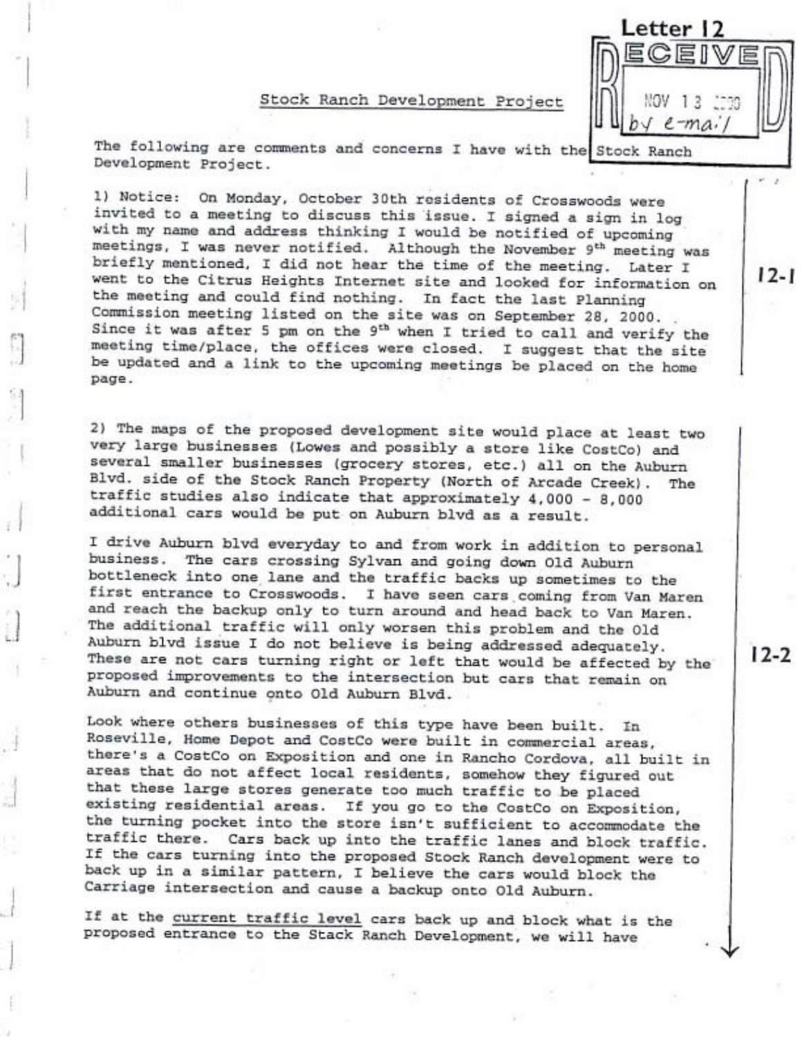Letter 12

RECEIVED
NOV 13 2000
by e-mail

## Stock Ranch Development Project

The following are comments and concerns I have with the Stock Ranch Development Project.

12-1

1) Notice: On Monday, October 30th residents of Crosswoods were invited to a meeting to discuss this issue. I signed a sign in log with my name and address thinking I would be notified of upcoming meetings, I was never notified. Although the November 9th meeting was briefly mentioned, I did not hear the time of the meeting. Later I went to the Citrus Heights Internet site and looked for information on the meeting and could find nothing. In fact the last Planning Commission meeting listed on the site was on September 28, 2000. Since it was after 5 pm on the 9th when I tried to call and verify the meeting time/place, the offices were closed. I suggest that the site be updated and a link to the upcoming meetings be placed on the home page.

12-2

2) The maps of the proposed development site would place at least two very large businesses (Lowes and possibly a store like CostCo) and several smaller businesses (grocery stores, etc.) all on the Auburn Blvd. side of the Stock Ranch Property (North of Arcade Creek). The traffic studies also indicate that approximately 4,000 - 8,000 additional cars would be put on Auburn blvd as a result.

I drive Auburn blvd everyday to and from work in addition to personal business. The cars crossing Sylvan and going down Old Auburn bottleneck into one lane and the traffic backs up sometimes to the first entrance to Crosswoods. I have seen cars coming from Van Maren and reach the backup only to turn around and head back to Van Maren. The additional traffic will only worsen this problem and the Old Auburn blvd issue I do not believe is being addressed adequately. These are not cars turning right or left that would be affected by the proposed improvements to the intersection but cars that remain on Auburn and continue onto Old Auburn Blvd.

Look where others businesses of this type have been built. In Roseville, Home Depot and CostCo were built in commercial areas, there's a CostCo on Exposition and one in Rancho Cordova, all built in areas that do not affect local residents, somehow they figured out that these large stores generate too much traffic to be placed existing residential areas. If you go to the CostCo on Exposition, the turning pocket into the store isn't sufficient to accommodate the traffic there. Cars back up into the traffic lanes and block traffic. If the cars turning into the proposed Stock Ranch development were to back up in a similar pattern, I believe the cars would block the Carriage intersection and cause a backup onto Old Auburn.

If at the <u>current traffic level</u> cars back up and block what is the proposed entrance to the Stack Ranch Development, we will have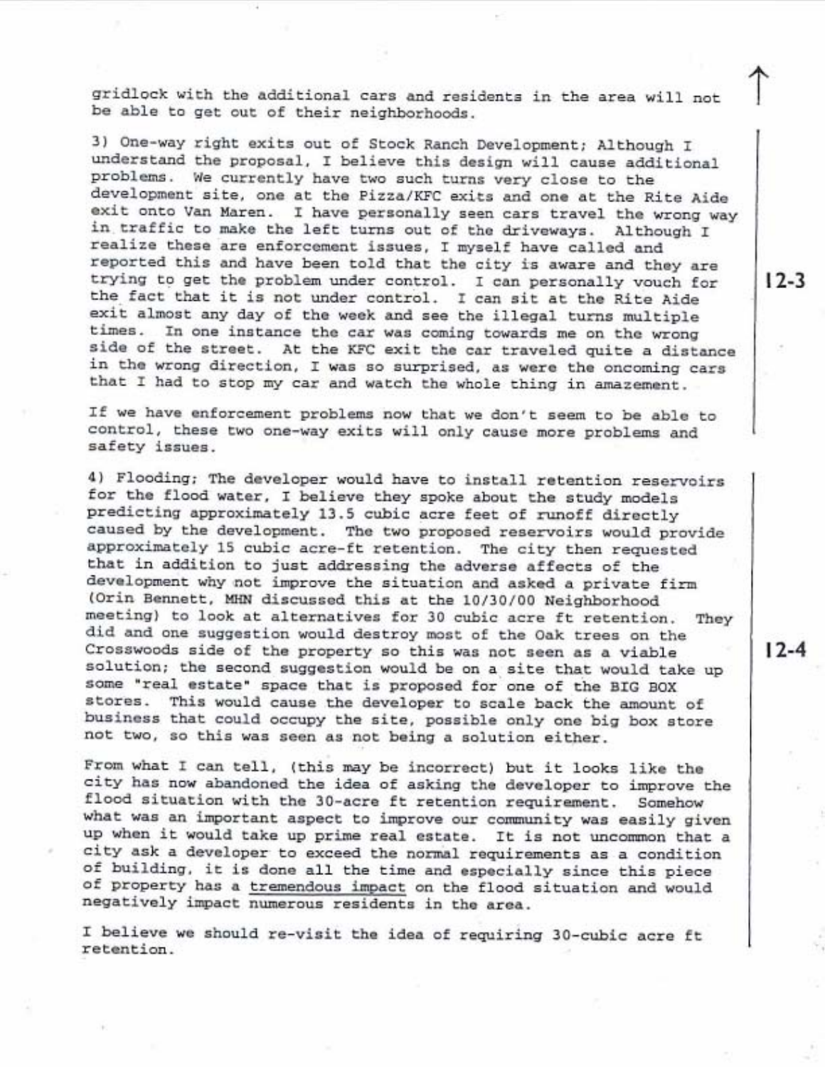gridlock with the additional cars and residents in the area will not be able to get out of their neighborhoods.

3) One-way right exits out of Stock Ranch Development; Although I understand the proposal, I believe this design will cause additional problems. We currently have two such turns very close to the development site, one at the Pizza/KFC exits and one at the Rite Aide exit onto Van Maren. I have personally seen cars travel the wrong way in traffic to make the left turns out of the driveways. Although I realize these are enforcement issues, I myself have called and reported this and have been told that the city is aware and they are trying to get the problem under control. I can personally vouch for the fact that it is not under control. I can sit at the Rite Aide exit almost any day of the week and see the illegal turns multiple times. In one instance the car was coming towards me on the wrong side of the street. At the KFC exit the car traveled quite a distance in the wrong direction, I was so surprised, as were the oncoming cars that I had to stop my car and watch the whole thing in amazement.

If we have enforcement problems now that we don't seem to be able to control, these two one-way exits will only cause more problems and safety issues.

12-3

4) Flooding; The developer would have to install retention reservoirs for the flood water, I believe they spoke about the study models predicting approximately 13.5 cubic acre feet of runoff directly caused by the development. The two proposed reservoirs would provide approximately 15 cubic acre-ft retention. The city then requested that in addition to just addressing the adverse affects of the development why not improve the situation and asked a private firm (Orin Bennett, MHN discussed this at the 10/30/00 Neighborhood meeting) to look at alternatives for 30 cubic acre ft retention. They did and one suggestion would destroy most of the Oak trees on the Crosswoods side of the property so this was not seen as a viable solution; the second suggestion would be on a site that would take up some "real estate" space that is proposed for one of the BIG BOX stores. This would cause the developer to scale back the amount of business that could occupy the site, possible only one big box store not two, so this was seen as not being a solution either.

From what I can tell, (this may be incorrect) but it looks like the city has now abandoned the idea of asking the developer to improve the flood situation with the 30-acre ft retention requirement. Somehow what was an important aspect to improve our community was easily given up when it would take up prime real estate. It is not uncommon that a city ask a developer to exceed the normal requirements as a condition of building, it is done all the time and especially since this piece of property has a <u>tremendous impact</u> on the flood situation and would negatively impact numerous residents in the area.

I believe we should re-visit the idea of requiring 30-cubic acre ft retention.

12-4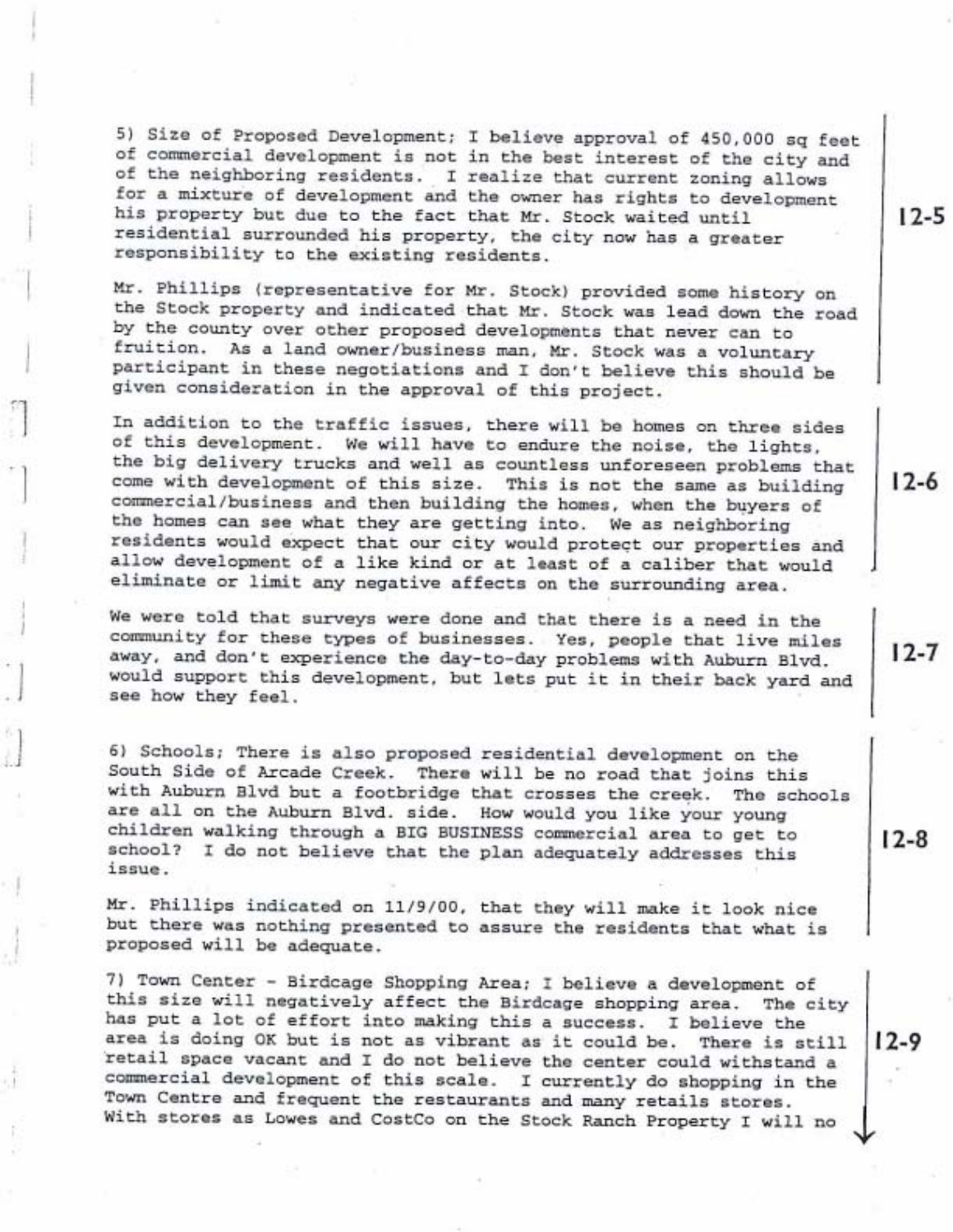5) Size of Proposed Development; I believe approval of 450,000 sq feet of commercial development is not in the best interest of the city and of the neighboring residents. I realize that current zoning allows for a mixture of development and the owner has rights to development his property but due to the fact that Mr. Stock waited until residential surrounded his property, the city now has a greater responsibility to the existing residents.

Mr. Phillips (representative for Mr. Stock) provided some history on the Stock property and indicated that Mr. Stock was lead down the road by the county over other proposed developments that never can to fruition. As a land owner/business man, Mr. Stock was a voluntary participant in these negotiations and I don't believe this should be given consideration in the approval of this project.

12-5

In addition to the traffic issues, there will be homes on three sides of this development. We will have to endure the noise, the lights, the big delivery trucks and well as countless unforeseen problems that come with development of this size. This is not the same as building commercial/business and then building the homes, when the buyers of the homes can see what they are getting into. We as neighboring residents would expect that our city would protect our properties and allow development of a like kind or at least of a caliber that would eliminate or limit any negative affects on the surrounding area.

12-6

We were told that surveys were done and that there is a need in the community for these types of businesses. Yes, people that live miles away, and don't experience the day-to-day problems with Auburn Blvd. would support this development, but lets put it in their back yard and see how they feel.

12-7

6) Schools; There is also proposed residential development on the South Side of Arcade Creek. There will be no road that joins this with Auburn Blvd but a footbridge that crosses the creek. The schools are all on the Auburn Blvd. side. How would you like your young children walking through a BIG BUSINESS commercial area to get to school? I do not believe that the plan adequately addresses this issue.

Mr. Phillips indicated on 11/9/00, that they will make it look nice but there was nothing presented to assure the residents that what is proposed will be adequate.

12-8

7) Town Center - Birdcage Shopping Area; I believe a development of this size will negatively affect the Birdcage shopping area. The city has put a lot of effort into making this a success. I believe the area is doing OK but is not as vibrant as it could be. There is still retail space vacant and I do not believe the center could withstand a commercial development of this scale. I currently do shopping in the Town Centre and frequent the restaurants and many retails stores. With stores as Lowes and CostCo on the Stock Ranch Property I will no

12-9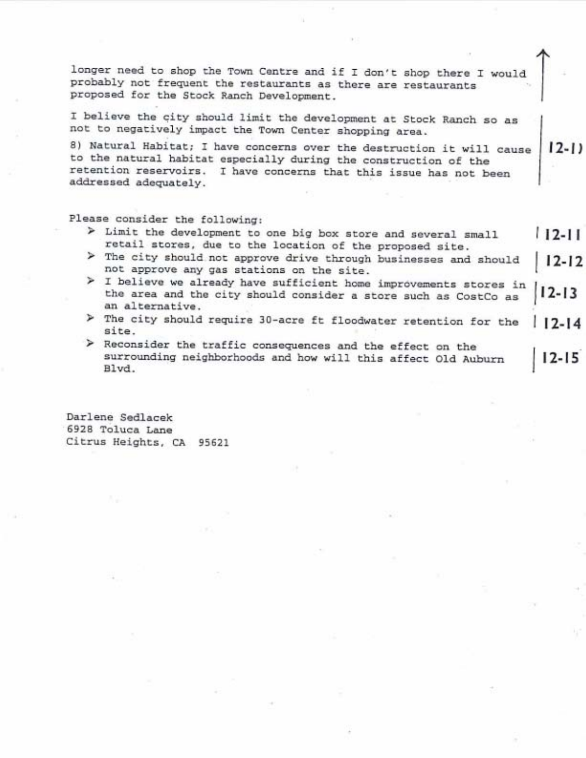longer need to shop the Town Centre and if I don't shop there I would probably not frequent the restaurants as there are restaurants proposed for the Stock Ranch Development.

I believe the city should limit the development at Stock Ranch so as not to negatively impact the Town Center shopping area.

8) Natural Habitat; I have concerns over the destruction it will cause to the natural habitat especially during the construction of the retention reservoirs. I have concerns that this issue has not been addressed adequately. **12-10**

Please consider the following:

- Limit the development to one big box store and several small retail stores, due to the location of the proposed site. **12-11**
- The city should not approve drive through businesses and should not approve any gas stations on the site. **12-12**
- I believe we already have sufficient home improvements stores in the area and the city should consider a store such as CostCo as an alternative. **12-13**
- The city should require 30-acre ft floodwater retention for the site. **12-14**
- Reconsider the traffic consequences and the effect on the surrounding neighborhoods and how will this affect Old Auburn Blvd. **12-15**

Darlene Sedlacek  
6928 Toluca Lane  
Citrus Heights, CA 95621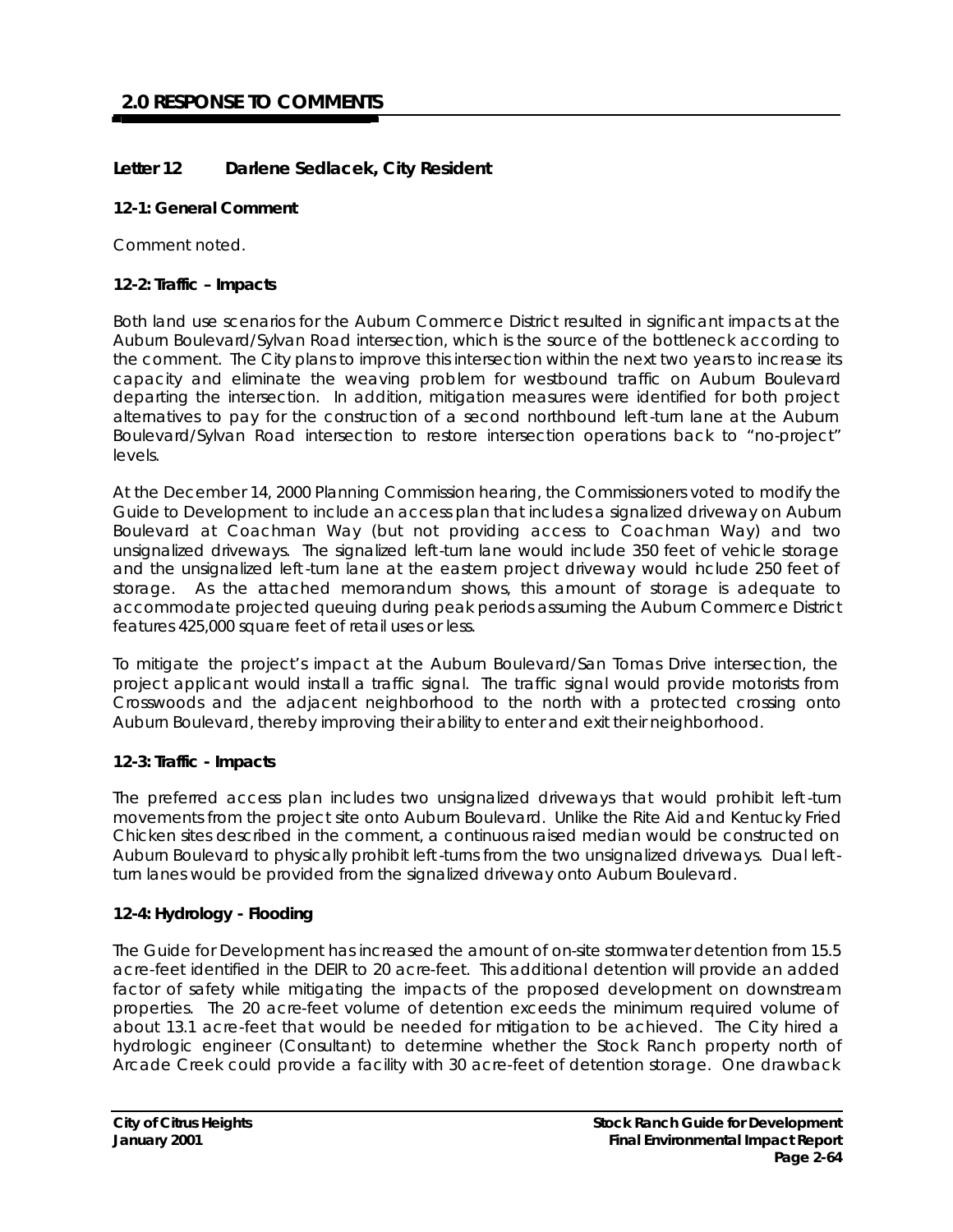## 2.0 RESPONSE TO COMMENTS

### Letter 12 Darlene Sedlacek, City Resident

**12-1: General Comment**

Comment noted.

**12-2: Traffic – Impacts**

Both land use scenarios for the Auburn Commerce District resulted in significant impacts at the Auburn Boulevard/Sylvan Road intersection, which is the source of the bottleneck according to the comment. The City plans to improve this intersection within the next two years to increase its capacity and eliminate the weaving problem for westbound traffic on Auburn Boulevard departing the intersection. In addition, mitigation measures were identified for both project alternatives to pay for the construction of a second northbound left-turn lane at the Auburn Boulevard/Sylvan Road intersection to restore intersection operations back to "no-project" levels.

At the December 14, 2000 Planning Commission hearing, the Commissioners voted to modify the Guide to Development to include an access plan that includes a signalized driveway on Auburn Boulevard at Coachman Way (but not providing access to Coachman Way) and two unsignalized driveways. The signalized left-turn lane would include 350 feet of vehicle storage and the unsignalized left-turn lane at the eastern project driveway would include 250 feet of storage. As the attached memorandum shows, this amount of storage is adequate to accommodate projected queuing during peak periods assuming the Auburn Commerce District features 425,000 square feet of retail uses or less.

To mitigate the project's impact at the Auburn Boulevard/San Tomas Drive intersection, the project applicant would install a traffic signal. The traffic signal would provide motorists from Crosswoods and the adjacent neighborhood to the north with a protected crossing onto Auburn Boulevard, thereby improving their ability to enter and exit their neighborhood.

**12-3: Traffic - Impacts**

The preferred access plan includes two unsignalized driveways that would prohibit left-turn movements from the project site onto Auburn Boulevard. Unlike the Rite Aid and Kentucky Fried Chicken sites described in the comment, a continuous raised median would be constructed on Auburn Boulevard to physically prohibit left-turns from the two unsignalized driveways. Dual left-turn lanes would be provided from the signalized driveway onto Auburn Boulevard.

**12-4: Hydrology - Flooding**

The Guide for Development has increased the amount of on-site stormwater detention from 15.5 acre-feet identified in the DEIR to 20 acre-feet. This additional detention will provide an added factor of safety while mitigating the impacts of the proposed development on downstream properties. The 20 acre-feet volume of detention exceeds the minimum required volume of about 13.1 acre-feet that would be needed for mitigation to be achieved. The City hired a hydrologic engineer (Consultant) to determine whether the Stock Ranch property north of Arcade Creek could provide a facility with 30 acre-feet of detention storage. One drawback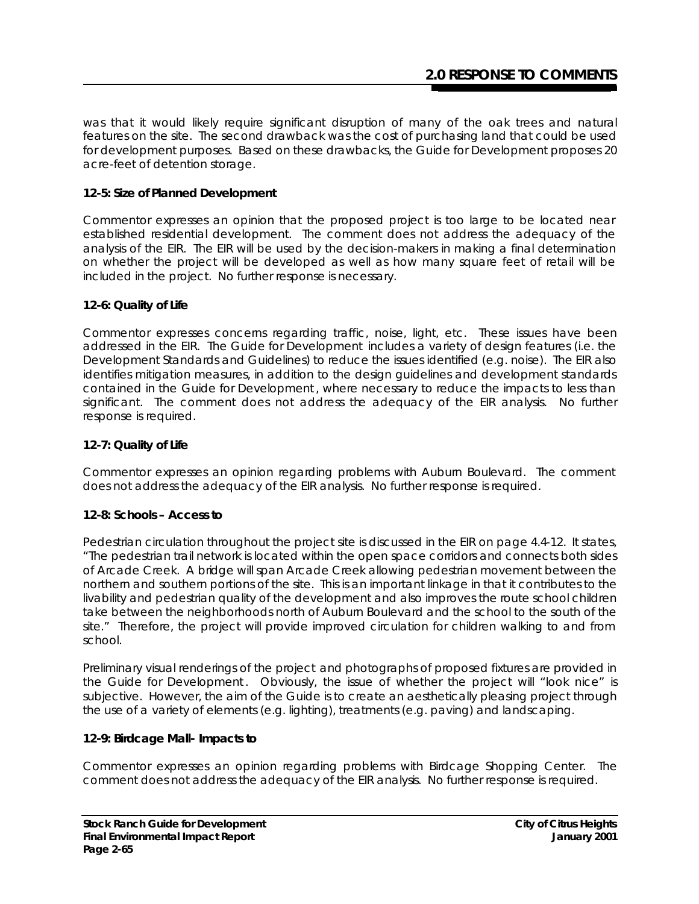was that it would likely require significant disruption of many of the oak trees and natural features on the site. The second drawback was the cost of purchasing land that could be used for development purposes. Based on these drawbacks, the Guide for Development proposes 20 acre-feet of detention storage.

**12-5: Size of Planned Development**

Commentor expresses an opinion that the proposed project is too large to be located near established residential development. The comment does not address the adequacy of the analysis of the EIR. The EIR will be used by the decision-makers in making a final determination on whether the project will be developed as well as how many square feet of retail will be included in the project. No further response is necessary.

**12-6: Quality of Life**

Commentor expresses concerns regarding traffic, noise, light, etc. These issues have been addressed in the EIR. The Guide for Development includes a variety of design features (i.e. the Development Standards and Guidelines) to reduce the issues identified (e.g. noise). The EIR also identifies mitigation measures, in addition to the design guidelines and development standards contained in the *Guide for Development*, where necessary to reduce the impacts to less than significant. The comment does not address the adequacy of the EIR analysis. No further response is required.

**12-7: Quality of Life**

Commentor expresses an opinion regarding problems with Auburn Boulevard. The comment does not address the adequacy of the EIR analysis. No further response is required.

**12-8: Schools – Access to**

Pedestrian circulation throughout the project site is discussed in the EIR on page 4.4-12. It states, "The pedestrian trail network is located within the open space corridors and connects both sides of Arcade Creek. A bridge will span Arcade Creek allowing pedestrian movement between the northern and southern portions of the site. This is an important linkage in that it contributes to the livability and pedestrian quality of the development and also improves the route school children take between the neighborhoods north of Auburn Boulevard and the school to the south of the site." Therefore, the project will provide improved circulation for children walking to and from school.

Preliminary visual renderings of the project and photographs of proposed fixtures are provided in the *Guide for Development*. Obviously, the issue of whether the project will "look nice" is subjective. However, the aim of the Guide is to create an aesthetically pleasing project through the use of a variety of elements (e.g. lighting), treatments (e.g. paving) and landscaping.

**12-9: Birdcage Mall– Impacts to**

Commentor expresses an opinion regarding problems with Birdcage Shopping Center. The comment does not address the adequacy of the EIR analysis. No further response is required.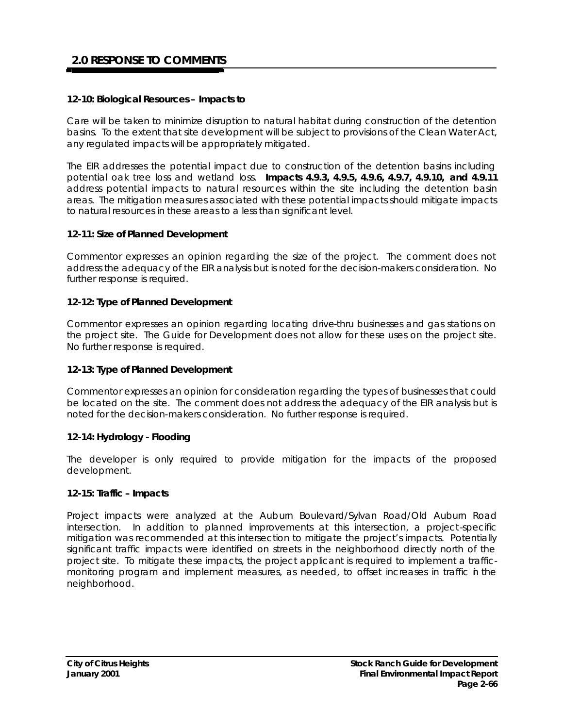## 2.0 RESPONSE TO COMMENTS

**12-10: Biological Resources – Impacts to**

Care will be taken to minimize disruption to natural habitat during construction of the detention basins. To the extent that site development will be subject to provisions of the Clean Water Act, any regulated impacts will be appropriately mitigated.

The EIR addresses the potential impact due to construction of the detention basins including potential oak tree loss and wetland loss. **Impacts 4.9.3, 4.9.5, 4.9.6, 4.9.7, 4.9.10, and 4.9.11** address potential impacts to natural resources within the site including the detention basin areas. The mitigation measures associated with these potential impacts should mitigate impacts to natural resources in these areas to a less than significant level.

**12-11: Size of Planned Development**

Commentor expresses an opinion regarding the size of the project. The comment does not address the adequacy of the EIR analysis but is noted for the decision-makers consideration. No further response is required.

**12-12: Type of Planned Development**

Commentor expresses an opinion regarding locating drive-thru businesses and gas stations on the project site. The Guide for Development does not allow for these uses on the project site. No further response is required.

**12-13: Type of Planned Development**

Commentor expresses an opinion for consideration regarding the types of businesses that could be located on the site. The comment does not address the adequacy of the EIR analysis but is noted for the decision-makers consideration. No further response is required.

**12-14: Hydrology - Flooding**

The developer is only required to provide mitigation for the impacts of the proposed development.

**12-15: Traffic – Impacts**

Project impacts were analyzed at the Auburn Boulevard/Sylvan Road/Old Auburn Road intersection. In addition to planned improvements at this intersection, a project-specific mitigation was recommended at this intersection to mitigate the project's impacts. Potentially significant traffic impacts were identified on streets in the neighborhood directly north of the project site. To mitigate these impacts, the project applicant is required to implement a traffic-monitoring program and implement measures, as needed, to offset increases in traffic in the neighborhood.